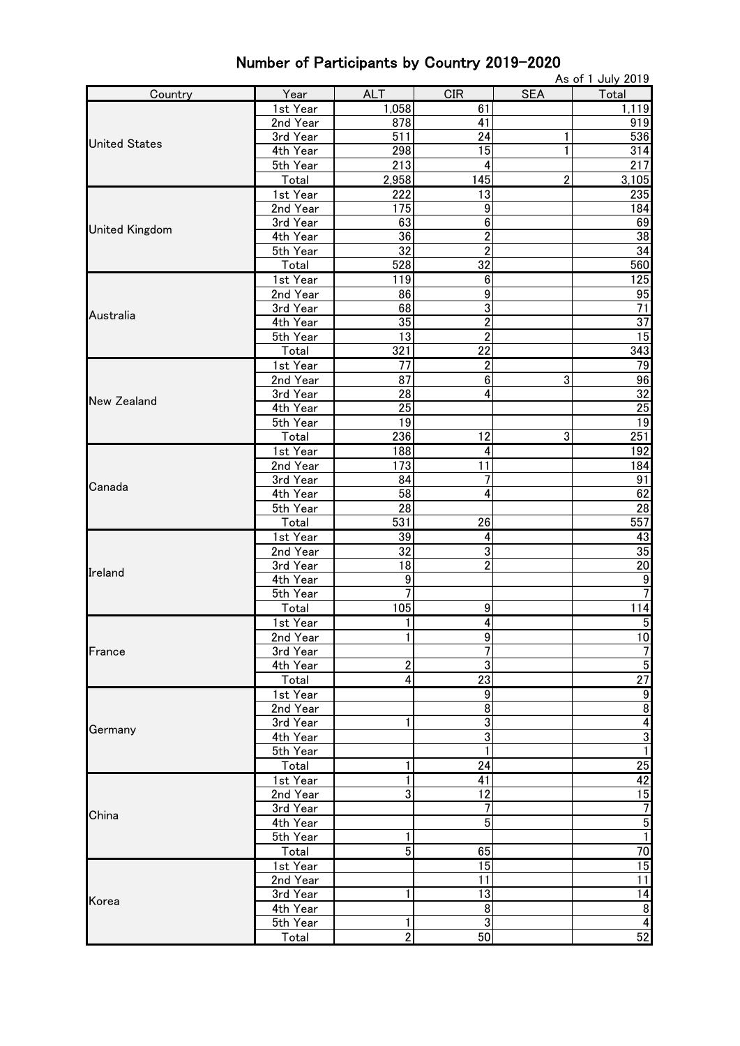# Number of Participants by Country 2019-2020

As of 1 July 2019

| Country | Year | ALT | CIR | SEA | Total |
|---|---|---|---|---|---|
| United States | 1st Year | 1,058 | 61 | | 1,119 |
| | 2nd Year | 878 | 41 | | 919 |
| | 3rd Year | 511 | 24 | 1 | 536 |
| | 4th Year | 298 | 15 | 1 | 314 |
| | 5th Year | 213 | 4 | | 217 |
| | Total | 2,958 | 145 | 2 | 3,105 |
| United Kingdom | 1st Year | 222 | 13 | | 235 |
| | 2nd Year | 175 | 9 | | 184 |
| | 3rd Year | 63 | 6 | | 69 |
| | 4th Year | 36 | 2 | | 38 |
| | 5th Year | 32 | 2 | | 34 |
| | Total | 528 | 32 | | 560 |
| Australia | 1st Year | 119 | 6 | | 125 |
| | 2nd Year | 86 | 9 | | 95 |
| | 3rd Year | 68 | 3 | | 71 |
| | 4th Year | 35 | 2 | | 37 |
| | 5th Year | 13 | 2 | | 15 |
| | Total | 321 | 22 | | 343 |
| New Zealand | 1st Year | 77 | 2 | | 79 |
| | 2nd Year | 87 | 6 | 3 | 96 |
| | 3rd Year | 28 | 4 | | 32 |
| | 4th Year | 25 | | | 25 |
| | 5th Year | 19 | | | 19 |
| | Total | 236 | 12 | 3 | 251 |
| Canada | 1st Year | 188 | 4 | | 192 |
| | 2nd Year | 173 | 11 | | 184 |
| | 3rd Year | 84 | 7 | | 91 |
| | 4th Year | 58 | 4 | | 62 |
| | 5th Year | 28 | | | 28 |
| | Total | 531 | 26 | | 557 |
| Ireland | 1st Year | 39 | 4 | | 43 |
| | 2nd Year | 32 | 3 | | 35 |
| | 3rd Year | 18 | 2 | | 20 |
| | 4th Year | 9 | | | 9 |
| | 5th Year | 7 | | | 7 |
| | Total | 105 | 9 | | 114 |
| France | 1st Year | 1 | 4 | | 5 |
| | 2nd Year | 1 | 9 | | 10 |
| | 3rd Year | | 7 | | 7 |
| | 4th Year | 2 | 3 | | 5 |
| | Total | 4 | 23 | | 27 |
| Germany | 1st Year | | 9 | | 9 |
| | 2nd Year | | 8 | | 8 |
| | 3rd Year | 1 | 3 | | 4 |
| | 4th Year | | 3 | | 3 |
| | 5th Year | | 1 | | 1 |
| | Total | 1 | 24 | | 25 |
| China | 1st Year | 1 | 41 | | 42 |
| | 2nd Year | 3 | 12 | | 15 |
| | 3rd Year | | 7 | | 7 |
| | 4th Year | | 5 | | 5 |
| | 5th Year | 1 | | | 1 |
| | Total | 5 | 65 | | 70 |
| Korea | 1st Year | | 15 | | 15 |
| | 2nd Year | | 11 | | 11 |
| | 3rd Year | 1 | 13 | | 14 |
| | 4th Year | | 8 | | 8 |
| | 5th Year | 1 | 3 | | 4 |
| | Total | 2 | 50 | | 52 |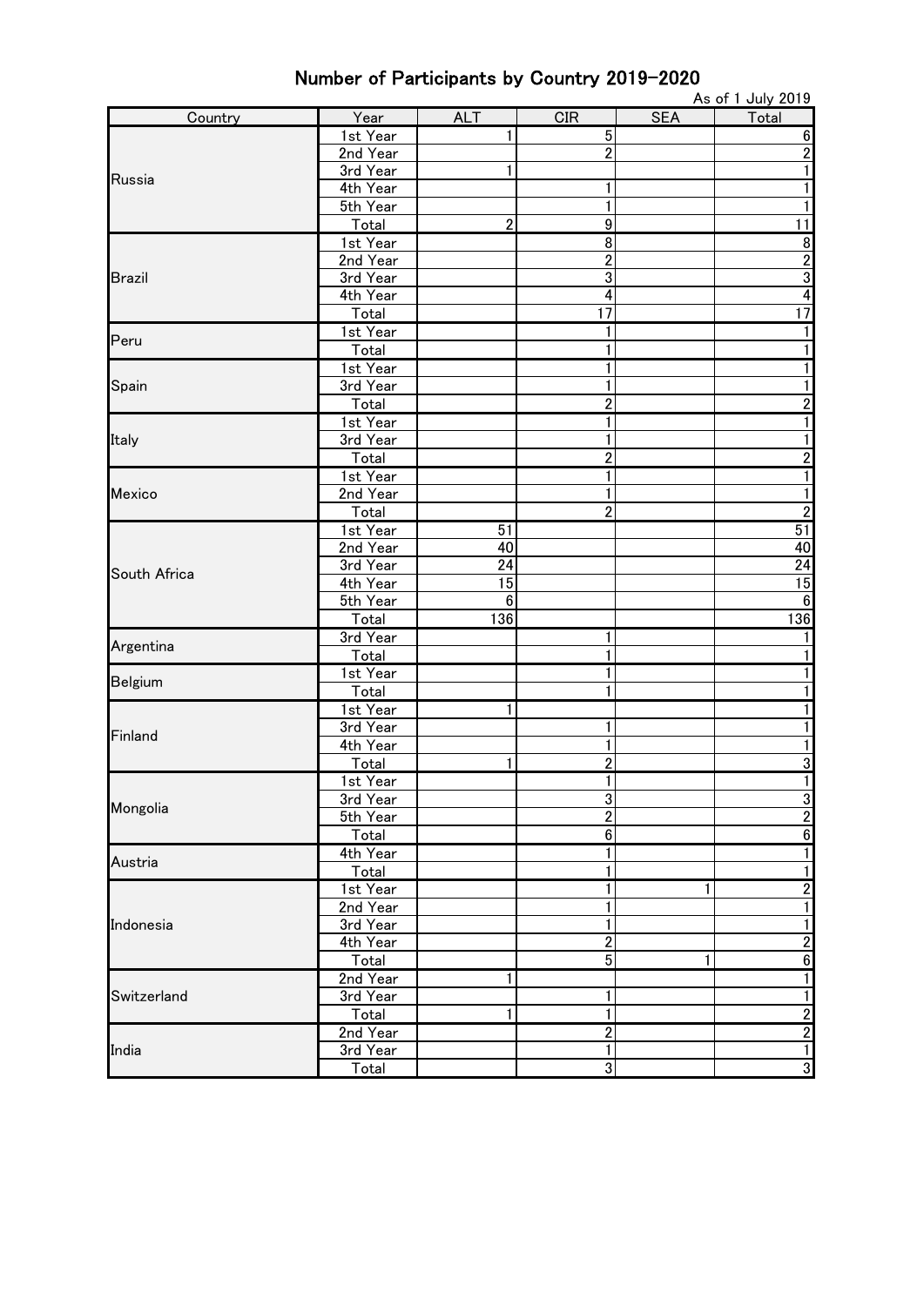# Number of Participants by Country 2019-2020

As of 1 July 2019

| Country | Year | ALT | CIR | SEA | Total |
|---|---|---|---|---|---|
| Russia | 1st Year | 1 | 5 | | 6 |
| | 2nd Year | | 2 | | 2 |
| | 3rd Year | 1 | | | 1 |
| | 4th Year | | 1 | | 1 |
| | 5th Year | | 1 | | 1 |
| | Total | 2 | 9 | | 11 |
| Brazil | 1st Year | | 8 | | 8 |
| | 2nd Year | | 2 | | 2 |
| | 3rd Year | | 3 | | 3 |
| | 4th Year | | 4 | | 4 |
| | Total | | 17 | | 17 |
| Peru | 1st Year | | 1 | | 1 |
| | Total | | 1 | | 1 |
| Spain | 1st Year | | 1 | | 1 |
| | 3rd Year | | 1 | | 1 |
| | Total | | 2 | | 2 |
| Italy | 1st Year | | 1 | | 1 |
| | 3rd Year | | 1 | | 1 |
| | Total | | 2 | | 2 |
| Mexico | 1st Year | | 1 | | 1 |
| | 2nd Year | | 1 | | 1 |
| | Total | | 2 | | 2 |
| South Africa | 1st Year | 51 | | | 51 |
| | 2nd Year | 40 | | | 40 |
| | 3rd Year | 24 | | | 24 |
| | 4th Year | 15 | | | 15 |
| | 5th Year | 6 | | | 6 |
| | Total | 136 | | | 136 |
| Argentina | 3rd Year | | 1 | | 1 |
| | Total | | 1 | | 1 |
| Belgium | 1st Year | | 1 | | 1 |
| | Total | | 1 | | 1 |
| Finland | 1st Year | 1 | | | 1 |
| | 3rd Year | | 1 | | 1 |
| | 4th Year | | 1 | | 1 |
| | Total | 1 | 2 | | 3 |
| Mongolia | 1st Year | | 1 | | 1 |
| | 3rd Year | | 3 | | 3 |
| | 5th Year | | 2 | | 2 |
| | Total | | 6 | | 6 |
| Austria | 4th Year | | 1 | | 1 |
| | Total | | 1 | | 1 |
| Indonesia | 1st Year | | 1 | 1 | 2 |
| | 2nd Year | | 1 | | 1 |
| | 3rd Year | | 1 | | 1 |
| | 4th Year | | 2 | | 2 |
| | Total | | 5 | 1 | 6 |
| Switzerland | 2nd Year | 1 | | | 1 |
| | 3rd Year | | 1 | | 1 |
| | Total | 1 | 1 | | 2 |
| India | 2nd Year | | 2 | | 2 |
| | 3rd Year | | 1 | | 1 |
| | Total | | 3 | | 3 |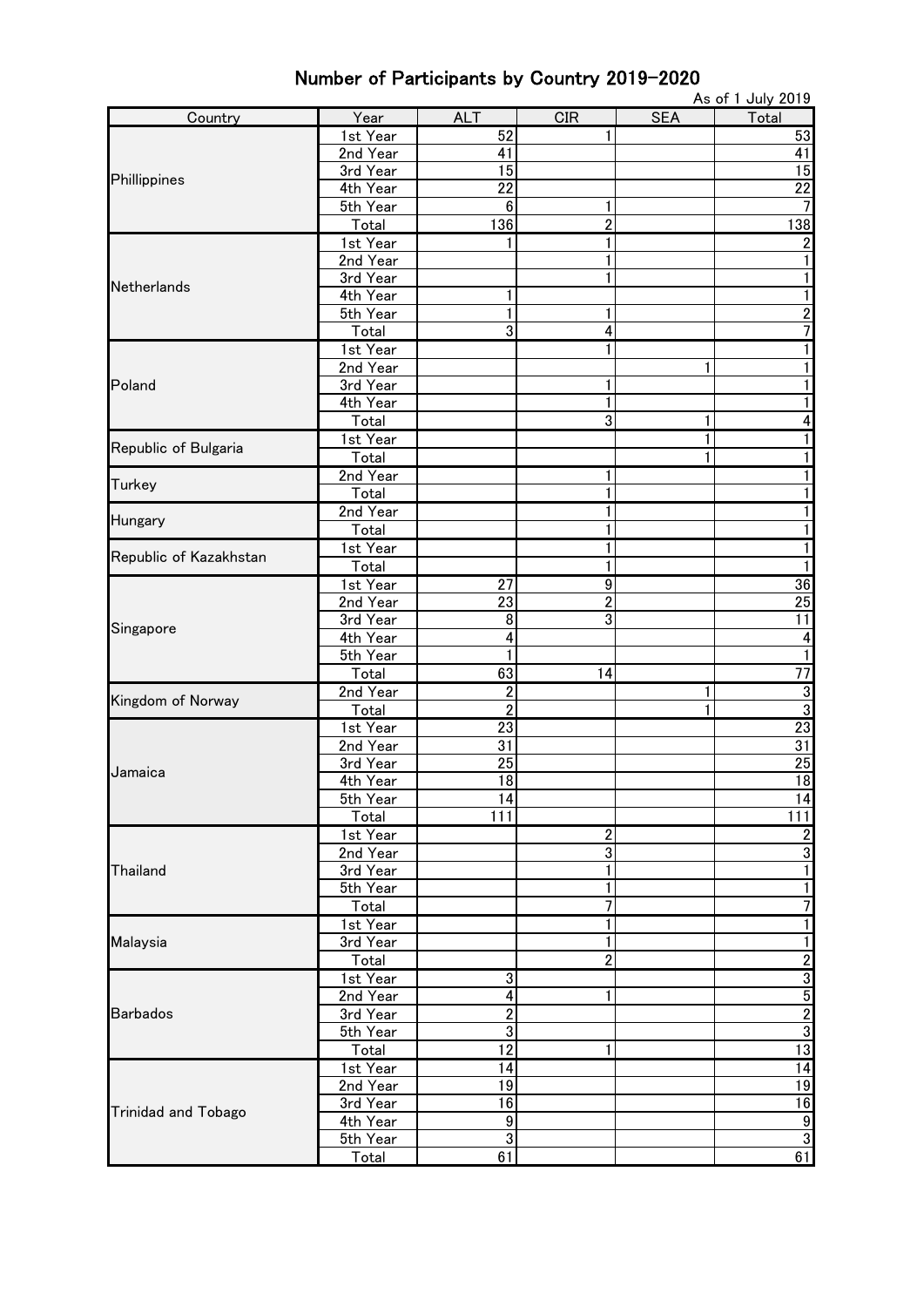# Number of Participants by Country 2019-2020

As of 1 July 2019

| Country | Year | ALT | CIR | SEA | Total |
|---|---|---|---|---|---|
| Phillippines | 1st Year | 52 | 1 | | 53 |
| | 2nd Year | 41 | | | 41 |
| | 3rd Year | 15 | | | 15 |
| | 4th Year | 22 | | | 22 |
| | 5th Year | 6 | 1 | | 7 |
| | Total | 136 | 2 | | 138 |
| Netherlands | 1st Year | 1 | 1 | | 2 |
| | 2nd Year | | 1 | | 1 |
| | 3rd Year | | 1 | | 1 |
| | 4th Year | 1 | | | 1 |
| | 5th Year | 1 | 1 | | 2 |
| | Total | 3 | 4 | | 7 |
| Poland | 1st Year | | 1 | | 1 |
| | 2nd Year | | | 1 | 1 |
| | 3rd Year | | 1 | | 1 |
| | 4th Year | | 1 | | 1 |
| | Total | | 3 | 1 | 4 |
| Republic of Bulgaria | 1st Year | | | 1 | 1 |
| | Total | | | 1 | 1 |
| Turkey | 2nd Year | | 1 | | 1 |
| | Total | | 1 | | 1 |
| Hungary | 2nd Year | | 1 | | 1 |
| | Total | | 1 | | 1 |
| Republic of Kazakhstan | 1st Year | | 1 | | 1 |
| | Total | | 1 | | 1 |
| Singapore | 1st Year | 27 | 9 | | 36 |
| | 2nd Year | 23 | 2 | | 25 |
| | 3rd Year | 8 | 3 | | 11 |
| | 4th Year | 4 | | | 4 |
| | 5th Year | 1 | | | 1 |
| | Total | 63 | 14 | | 77 |
| Kingdom of Norway | 2nd Year | 2 | | 1 | 3 |
| | Total | 2 | | 1 | 3 |
| Jamaica | 1st Year | 23 | | | 23 |
| | 2nd Year | 31 | | | 31 |
| | 3rd Year | 25 | | | 25 |
| | 4th Year | 18 | | | 18 |
| | 5th Year | 14 | | | 14 |
| | Total | 111 | | | 111 |
| Thailand | 1st Year | | 2 | | 2 |
| | 2nd Year | | 3 | | 3 |
| | 3rd Year | | 1 | | 1 |
| | 5th Year | | 1 | | 1 |
| | Total | | 7 | | 7 |
| Malaysia | 1st Year | | 1 | | 1 |
| | 3rd Year | | 1 | | 1 |
| | Total | | 2 | | 2 |
| Barbados | 1st Year | 3 | | | 3 |
| | 2nd Year | 4 | 1 | | 5 |
| | 3rd Year | 2 | | | 2 |
| | 5th Year | 3 | | | 3 |
| | Total | 12 | 1 | | 13 |
| Trinidad and Tobago | 1st Year | 14 | | | 14 |
| | 2nd Year | 19 | | | 19 |
| | 3rd Year | 16 | | | 16 |
| | 4th Year | 9 | | | 9 |
| | 5th Year | 3 | | | 3 |
| | Total | 61 | | | 61 |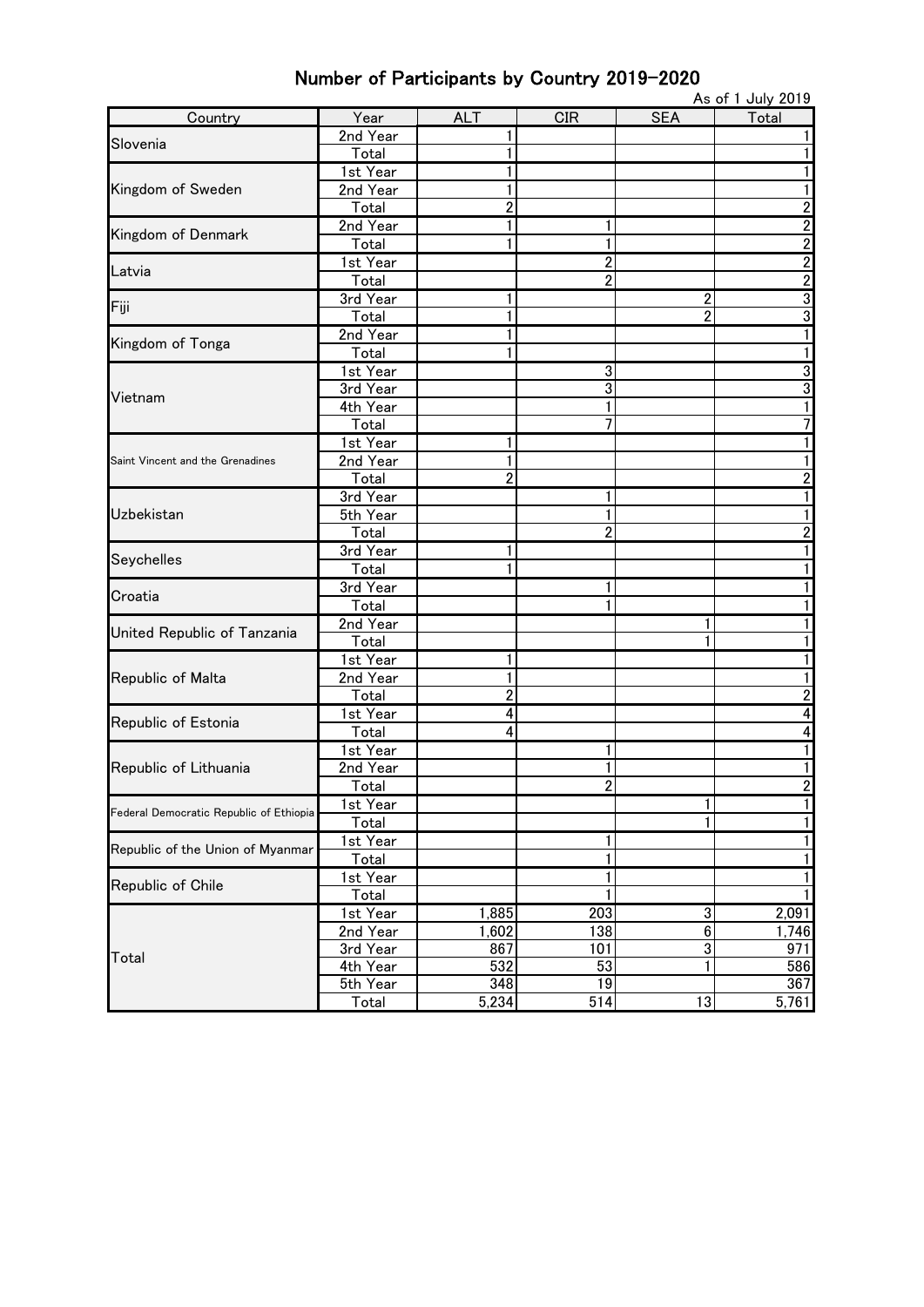# Number of Participants by Country 2019-2020

As of 1 July 2019

| Country | Year | ALT | CIR | SEA | Total |
|---|---|---|---|---|---|
| Slovenia | 2nd Year | 1 | | | 1 |
| | Total | 1 | | | 1 |
| Kingdom of Sweden | 1st Year | 1 | | | 1 |
| | 2nd Year | 1 | | | 1 |
| | Total | 2 | | | 2 |
| Kingdom of Denmark | 2nd Year | 1 | 1 | | 2 |
| | Total | 1 | 1 | | 2 |
| Latvia | 1st Year | | 2 | | 2 |
| | Total | | 2 | | 2 |
| Fiji | 3rd Year | 1 | | 2 | 3 |
| | Total | 1 | | 2 | 3 |
| Kingdom of Tonga | 2nd Year | 1 | | | 1 |
| | Total | 1 | | | 1 |
| Vietnam | 1st Year | | 3 | | 3 |
| | 3rd Year | | 3 | | 3 |
| | 4th Year | | 1 | | 1 |
| | Total | | 7 | | 7 |
| Saint Vincent and the Grenadines | 1st Year | 1 | | | 1 |
| | 2nd Year | 1 | | | 1 |
| | Total | 2 | | | 2 |
| Uzbekistan | 3rd Year | | 1 | | 1 |
| | 5th Year | | 1 | | 1 |
| | Total | | 2 | | 2 |
| Seychelles | 3rd Year | 1 | | | 1 |
| | Total | 1 | | | 1 |
| Croatia | 3rd Year | | 1 | | 1 |
| | Total | | 1 | | 1 |
| United Republic of Tanzania | 2nd Year | | | 1 | 1 |
| | Total | | | 1 | 1 |
| Republic of Malta | 1st Year | 1 | | | 1 |
| | 2nd Year | 1 | | | 1 |
| | Total | 2 | | | 2 |
| Republic of Estonia | 1st Year | 4 | | | 4 |
| | Total | 4 | | | 4 |
| Republic of Lithuania | 1st Year | | 1 | | 1 |
| | 2nd Year | | 1 | | 1 |
| | Total | | 2 | | 2 |
| Federal Democratic Republic of Ethiopia | 1st Year | | | 1 | 1 |
| | Total | | | 1 | 1 |
| Republic of the Union of Myanmar | 1st Year | | 1 | | 1 |
| | Total | | 1 | | 1 |
| Republic of Chile | 1st Year | | 1 | | 1 |
| | Total | | 1 | | 1 |
| Total | 1st Year | 1,885 | 203 | 3 | 2,091 |
| | 2nd Year | 1,602 | 138 | 6 | 1,746 |
| | 3rd Year | 867 | 101 | 3 | 971 |
| | 4th Year | 532 | 53 | 1 | 586 |
| | 5th Year | 348 | 19 | | 367 |
| | Total | 5,234 | 514 | 13 | 5,761 |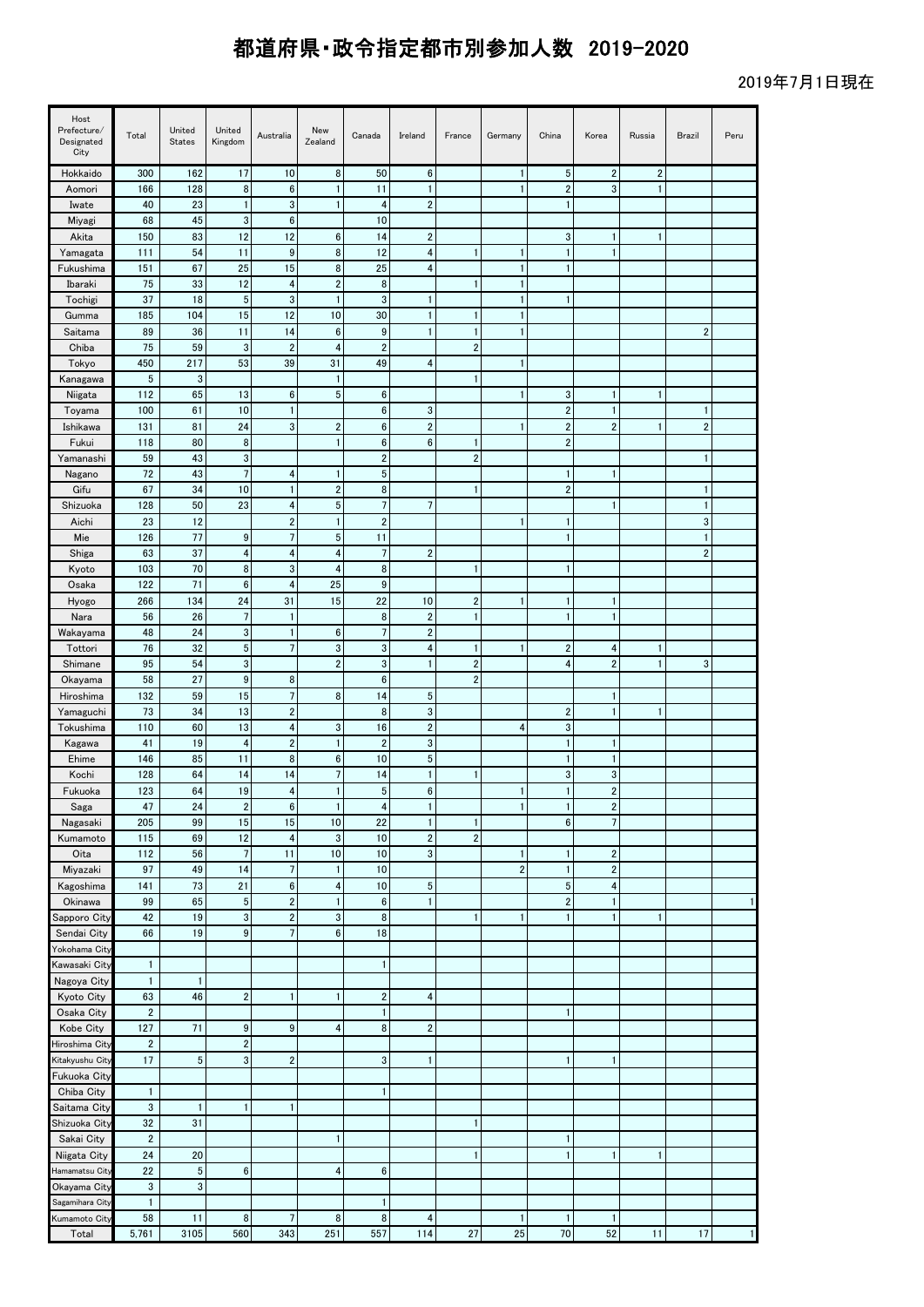# 都道府県・政令指定都市別参加人数 2019-2020

2019年7月1日現在

| Host Prefecture/ Designated City | Total | United States | United Kingdom | Australia | New Zealand | Canada | Ireland | France | Germany | China | Korea | Russia | Brazil | Peru |
|---|---|---|---|---|---|---|---|---|---|---|---|---|---|---|
| Hokkaido | 300 | 162 | 17 | 10 | 8 | 50 | 6 | | 1 | 5 | 2 | 2 | | |
| Aomori | 166 | 128 | 8 | 6 | 1 | 11 | 1 | | 1 | 2 | 3 | 1 | | |
| Iwate | 40 | 23 | 1 | 3 | 1 | 4 | 2 | | | 1 | | | | |
| Miyagi | 68 | 45 | 3 | 6 | | 10 | | | | | | | | |
| Akita | 150 | 83 | 12 | 12 | 6 | 14 | 2 | | | 3 | 1 | 1 | | |
| Yamagata | 111 | 54 | 11 | 9 | 8 | 12 | 4 | 1 | 1 | 1 | 1 | | | |
| Fukushima | 151 | 67 | 25 | 15 | 8 | 25 | 4 | | 1 | 1 | | | | |
| Ibaraki | 75 | 33 | 12 | 4 | 2 | 8 | | 1 | 1 | | | | | |
| Tochigi | 37 | 18 | 5 | 3 | 1 | 3 | 1 | | 1 | 1 | | | | |
| Gumma | 185 | 104 | 15 | 12 | 10 | 30 | 1 | 1 | 1 | | | | | |
| Saitama | 89 | 36 | 11 | 14 | 6 | 9 | 1 | 1 | 1 | | | | 2 | |
| Chiba | 75 | 59 | 3 | 2 | 4 | 2 | | 2 | | | | | | |
| Tokyo | 450 | 217 | 53 | 39 | 31 | 49 | 4 | | 1 | | | | | |
| Kanagawa | 5 | 3 | | | 1 | | | 1 | | | | | | |
| Niigata | 112 | 65 | 13 | 6 | 5 | 6 | | | 1 | 3 | 1 | 1 | | |
| Toyama | 100 | 61 | 10 | 1 | | 6 | 3 | | | 2 | 1 | | 1 | |
| Ishikawa | 131 | 81 | 24 | 3 | 2 | 6 | 2 | | 1 | 2 | 2 | 1 | 2 | |
| Fukui | 118 | 80 | 8 | | 1 | 6 | 6 | 1 | | 2 | | | | |
| Yamanashi | 59 | 43 | 3 | | | 2 | | 2 | | | | | 1 | |
| Nagano | 72 | 43 | 7 | 4 | 1 | 5 | | | | 1 | 1 | | | |
| Gifu | 67 | 34 | 10 | 1 | 2 | 8 | | 1 | | 2 | | | 1 | |
| Shizuoka | 128 | 50 | 23 | 4 | 5 | 7 | 7 | | | | 1 | | 1 | |
| Aichi | 23 | 12 | | 2 | 1 | 2 | | | 1 | 1 | | | 3 | |
| Mie | 126 | 77 | 9 | 7 | 5 | 11 | | | | 1 | | | 1 | |
| Shiga | 63 | 37 | 4 | 4 | 4 | 7 | 2 | | | | | | 2 | |
| Kyoto | 103 | 70 | 8 | 3 | 4 | 8 | | 1 | | 1 | | | | |
| Osaka | 122 | 71 | 6 | 4 | 25 | 9 | | | | | | | | |
| Hyogo | 266 | 134 | 24 | 31 | 15 | 22 | 10 | 2 | 1 | 1 | 1 | | | |
| Nara | 56 | 26 | 7 | 1 | | 8 | 2 | 1 | | 1 | 1 | | | |
| Wakayama | 48 | 24 | 3 | 1 | 6 | 7 | 2 | | | | | | | |
| Tottori | 76 | 32 | 5 | 7 | 3 | 3 | 4 | 1 | 1 | 2 | 4 | 1 | | |
| Shimane | 95 | 54 | 3 | | 2 | 3 | 1 | 2 | | 4 | 2 | 1 | 3 | |
| Okayama | 58 | 27 | 9 | 8 | | 6 | | 2 | | | | | | |
| Hiroshima | 132 | 59 | 15 | 7 | 8 | 14 | 5 | | | | 1 | | | |
| Yamaguchi | 73 | 34 | 13 | 2 | | 8 | 3 | | | 2 | 1 | 1 | | |
| Tokushima | 110 | 60 | 13 | 4 | 3 | 16 | 2 | | 4 | 3 | | | | |
| Kagawa | 41 | 19 | 4 | 2 | 1 | 2 | 3 | | | 1 | 1 | | | |
| Ehime | 146 | 85 | 11 | 8 | 6 | 10 | 5 | | | 1 | 1 | | | |
| Kochi | 128 | 64 | 14 | 14 | 7 | 14 | 1 | 1 | | 3 | 3 | | | |
| Fukuoka | 123 | 64 | 19 | 4 | 1 | 5 | 6 | | 1 | 1 | 2 | | | |
| Saga | 47 | 24 | 2 | 6 | 1 | 4 | 1 | | 1 | 1 | 2 | | | |
| Nagasaki | 205 | 99 | 15 | 15 | 10 | 22 | 1 | 1 | | 6 | 7 | | | |
| Kumamoto | 115 | 69 | 12 | 4 | 3 | 10 | 2 | 2 | | | | | | |
| Oita | 112 | 56 | 7 | 11 | 10 | 10 | 3 | | 1 | 1 | 2 | | | |
| Miyazaki | 97 | 49 | 14 | 7 | 1 | 10 | | | 2 | 1 | 2 | | | |
| Kagoshima | 141 | 73 | 21 | 6 | 4 | 10 | 5 | | | 5 | 4 | | | |
| Okinawa | 99 | 65 | 5 | 2 | 1 | 6 | 1 | | | 2 | 1 | | | 1 |
| Sapporo City | 42 | 19 | 3 | 2 | 3 | 8 | | 1 | 1 | 1 | 1 | 1 | | |
| Sendai City | 66 | 19 | 9 | 7 | 6 | 18 | | | | | | | | |
| Yokohama City | | | | | | | | | | | | | | |
| Kawasaki City | 1 | | | | | 1 | | | | | | | | |
| Nagoya City | 1 | 1 | | | | | | | | | | | | |
| Kyoto City | 63 | 46 | 2 | 1 | 1 | 2 | 4 | | | | | | | |
| Osaka City | 2 | | | | | 1 | | | | 1 | | | | |
| Kobe City | 127 | 71 | 9 | 9 | 4 | 8 | 2 | | | | | | | |
| Hiroshima City | 2 | | 2 | | | | | | | | | | | |
| Kitakyushu City | 17 | 5 | 3 | 2 | | 3 | 1 | | | 1 | 1 | | | |
| Fukuoka City | | | | | | | | | | | | | | |
| Chiba City | 1 | | | | | 1 | | | | | | | | |
| Saitama City | 3 | 1 | 1 | 1 | | | | | | | | | | |
| Shizuoka City | 32 | 31 | | | | | | 1 | | | | | | |
| Sakai City | 2 | | | | 1 | | | | | 1 | | | | |
| Niigata City | 24 | 20 | | | | | | 1 | | 1 | 1 | 1 | | |
| Hamamatsu City | 22 | 5 | 6 | | 4 | 6 | | | | | | | | |
| Okayama City | 3 | 3 | | | | | | | | | | | | |
| Sagamihara City | 1 | | | | | 1 | | | | | | | | |
| Kumamoto City | 58 | 11 | 8 | 7 | 8 | 8 | 4 | | 1 | 1 | 1 | | | |
| Total | 5,761 | 3105 | 560 | 343 | 251 | 557 | 114 | 27 | 25 | 70 | 52 | 11 | 17 | 1 |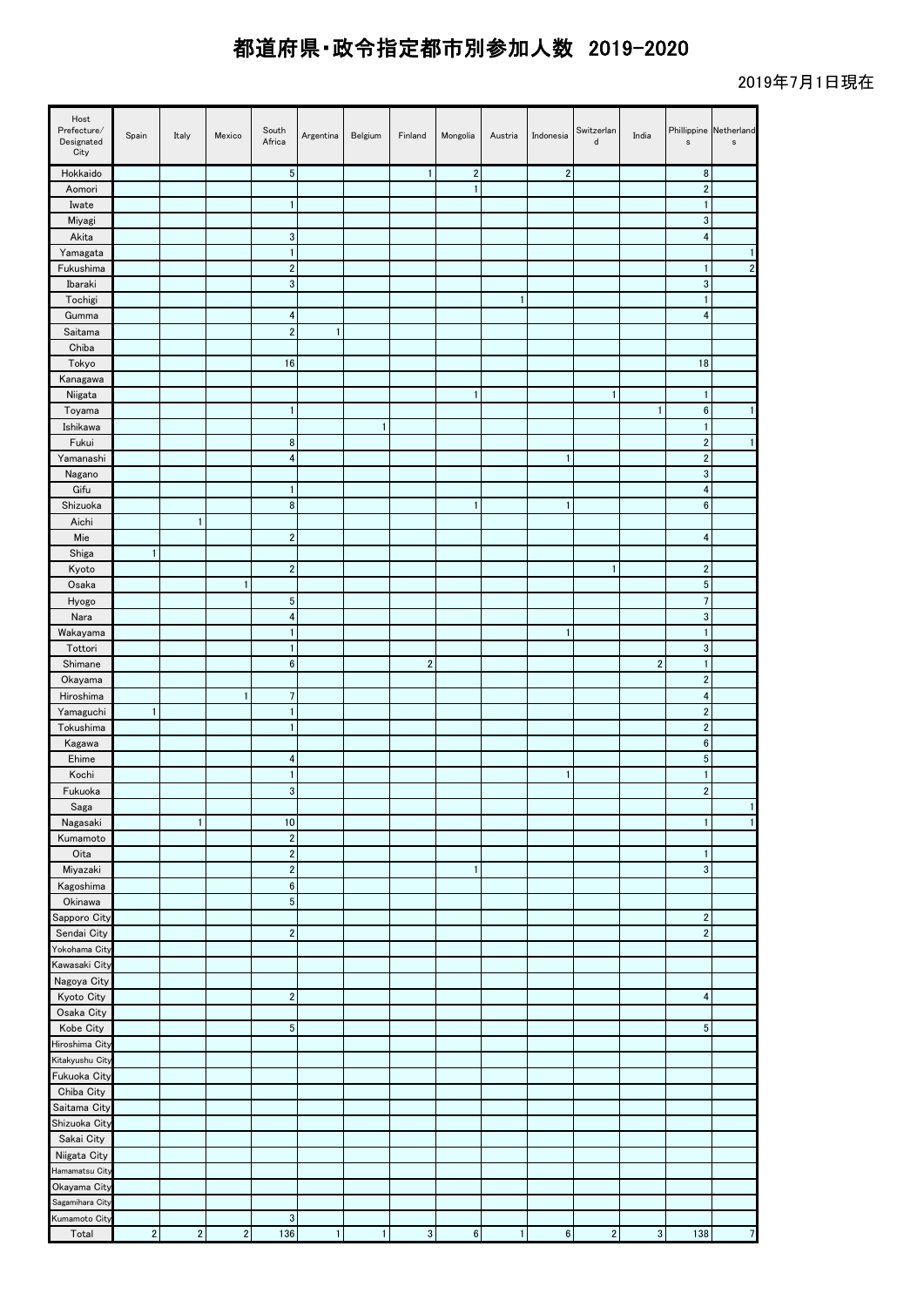# 都道府県・政令指定都市別参加人数 2019-2020

2019年7月1日現在

| Host Prefecture/ Designated City | Spain | Italy | Mexico | South Africa | Argentina | Belgium | Finland | Mongolia | Austria | Indonesia | Switzerland | India | Phillippines | Netherlands |
|---|---|---|---|---|---|---|---|---|---|---|---|---|---|---|
| Hokkaido | | | | 5 | | | 1 | 2 | | 2 | | | 8 | |
| Aomori | | | | | | | | 1 | | | | | 2 | |
| Iwate | | | | 1 | | | | | | | | | 1 | |
| Miyagi | | | | | | | | | | | | | 3 | |
| Akita | | | | 3 | | | | | | | | | 4 | |
| Yamagata | | | | 1 | | | | | | | | | | 1 |
| Fukushima | | | | 2 | | | | | | | | | 1 | 2 |
| Ibaraki | | | | 3 | | | | | | | | | 3 | |
| Tochigi | | | | | | | | | 1 | | | | 1 | |
| Gumma | | | | 4 | | | | | | | | | 4 | |
| Saitama | | | | 2 | 1 | | | | | | | | | |
| Chiba | | | | | | | | | | | | | | |
| Tokyo | | | | 16 | | | | | | | | | 18 | |
| Kanagawa | | | | | | | | | | | | | | |
| Niigata | | | | | | | | 1 | | | 1 | | 1 | |
| Toyama | | | | 1 | | | | | | | | 1 | 6 | 1 |
| Ishikawa | | | | | | 1 | | | | | | | 1 | |
| Fukui | | | | 8 | | | | | | | | | 2 | 1 |
| Yamanashi | | | | 4 | | | | | | 1 | | | 2 | |
| Nagano | | | | | | | | | | | | | 3 | |
| Gifu | | | | 1 | | | | | | | | | 4 | |
| Shizuoka | | | | 8 | | | | 1 | | 1 | | | 6 | |
| Aichi | | 1 | | | | | | | | | | | | |
| Mie | | | | 2 | | | | | | | | | 4 | |
| Shiga | 1 | | | | | | | | | | | | | |
| Kyoto | | | | 2 | | | | | | | 1 | | 2 | |
| Osaka | | | 1 | | | | | | | | | | 5 | |
| Hyogo | | | | 5 | | | | | | | | | 7 | |
| Nara | | | | 4 | | | | | | | | | 3 | |
| Wakayama | | | | 1 | | | | | | 1 | | | 1 | |
| Tottori | | | | 1 | | | | | | | | | 3 | |
| Shimane | | | | 6 | | | 2 | | | | | 2 | 1 | |
| Okayama | | | | | | | | | | | | | 2 | |
| Hiroshima | | | 1 | 7 | | | | | | | | | 4 | |
| Yamaguchi | 1 | | | 1 | | | | | | | | | 2 | |
| Tokushima | | | | 1 | | | | | | | | | 2 | |
| Kagawa | | | | | | | | | | | | | 6 | |
| Ehime | | | | 4 | | | | | | | | | 5 | |
| Kochi | | | | 1 | | | | | | 1 | | | 1 | |
| Fukuoka | | | | 3 | | | | | | | | | 2 | |
| Saga | | | | | | | | | | | | | | 1 |
| Nagasaki | | 1 | | 10 | | | | | | | | | 1 | 1 |
| Kumamoto | | | | 2 | | | | | | | | | | |
| Oita | | | | 2 | | | | | | | | | 1 | |
| Miyazaki | | | | 2 | | | | 1 | | | | | 3 | |
| Kagoshima | | | | 6 | | | | | | | | | | |
| Okinawa | | | | 5 | | | | | | | | | | |
| Sapporo City | | | | | | | | | | | | | 2 | |
| Sendai City | | | | 2 | | | | | | | | | 2 | |
| Yokohama City | | | | | | | | | | | | | | |
| Kawasaki City | | | | | | | | | | | | | | |
| Nagoya City | | | | | | | | | | | | | | |
| Kyoto City | | | | 2 | | | | | | | | | 4 | |
| Osaka City | | | | | | | | | | | | | | |
| Kobe City | | | | 5 | | | | | | | | | 5 | |
| Hiroshima City | | | | | | | | | | | | | | |
| Kitakyushu City | | | | | | | | | | | | | | |
| Fukuoka City | | | | | | | | | | | | | | |
| Chiba City | | | | | | | | | | | | | | |
| Saitama City | | | | | | | | | | | | | | |
| Shizuoka City | | | | | | | | | | | | | | |
| Sakai City | | | | | | | | | | | | | | |
| Niigata City | | | | | | | | | | | | | | |
| Hamamatsu City | | | | | | | | | | | | | | |
| Okayama City | | | | | | | | | | | | | | |
| Sagamihara City | | | | | | | | | | | | | | |
| Kumamoto City | | | | 3 | | | | | | | | | | |
| Total | 2 | 2 | 2 | 136 | 1 | 1 | 3 | 6 | 1 | 6 | 2 | 3 | 138 | 7 |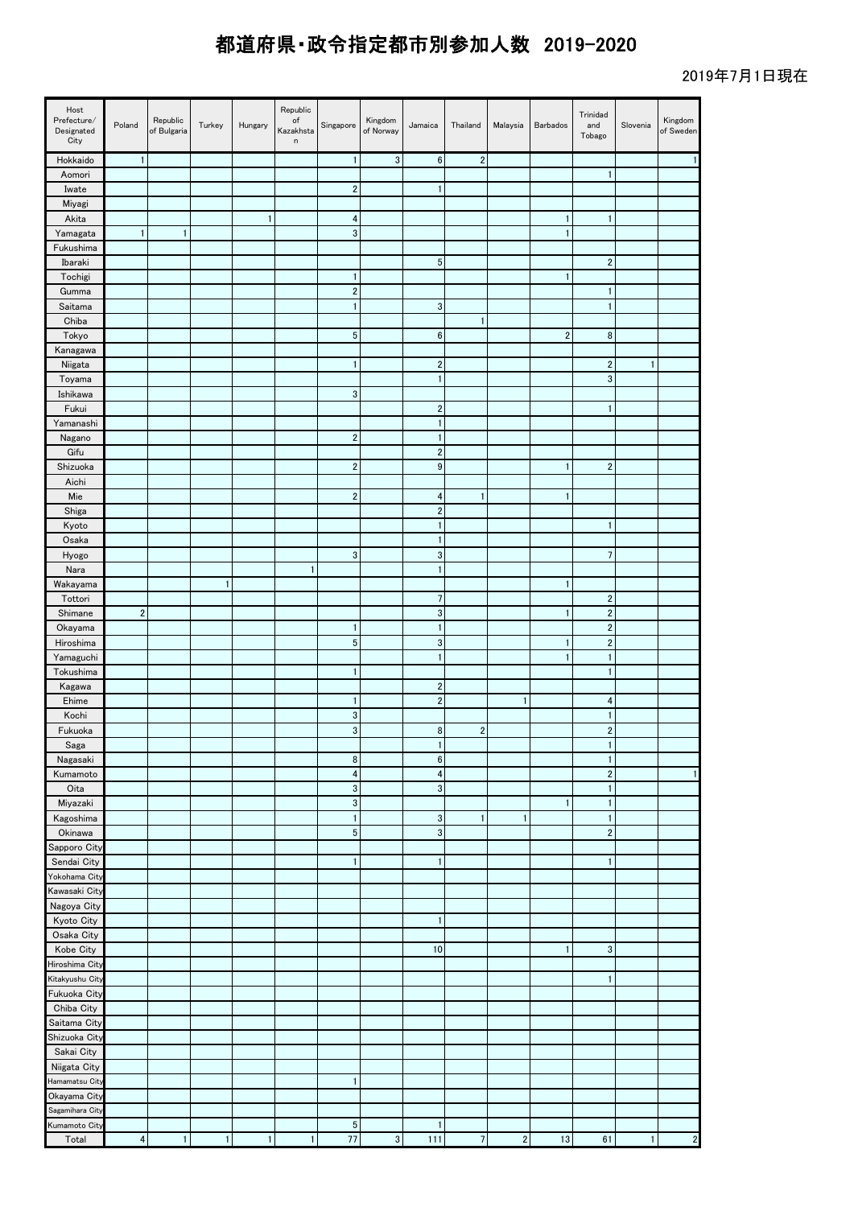# 都道府県・政令指定都市別参加人数 2019-2020

2019年7月1日現在

| Host Prefecture/ Designated City | Poland | Republic of Bulgaria | Turkey | Hungary | Republic of Kazakhstan | Singapore | Kingdom of Norway | Jamaica | Thailand | Malaysia | Barbados | Trinidad and Tobago | Slovenia | Kingdom of Sweden |
|---|---|---|---|---|---|---|---|---|---|---|---|---|---|---|
| Hokkaido | 1 | | | | | 1 | 3 | 6 | 2 | | | | | 1 |
| Aomori | | | | | | | | | | | | 1 | | |
| Iwate | | | | | | 2 | | 1 | | | | | | |
| Miyagi | | | | | | | | | | | | | | |
| Akita | | | | 1 | | 4 | | | | | 1 | 1 | | |
| Yamagata | 1 | 1 | | | | 3 | | | | | 1 | | | |
| Fukushima | | | | | | | | | | | | | | |
| Ibaraki | | | | | | | | 5 | | | | 2 | | |
| Tochigi | | | | | | 1 | | | | | 1 | | | |
| Gumma | | | | | | 2 | | | | | | 1 | | |
| Saitama | | | | | | 1 | | 3 | | | | 1 | | |
| Chiba | | | | | | | | | 1 | | | | | |
| Tokyo | | | | | | 5 | | 6 | | | 2 | 8 | | |
| Kanagawa | | | | | | | | | | | | | | |
| Niigata | | | | | | 1 | | 2 | | | | 2 | 1 | |
| Toyama | | | | | | | | 1 | | | | 3 | | |
| Ishikawa | | | | | | 3 | | | | | | | | |
| Fukui | | | | | | | | 2 | | | | 1 | | |
| Yamanashi | | | | | | | | 1 | | | | | | |
| Nagano | | | | | | 2 | | 1 | | | | | | |
| Gifu | | | | | | | | 2 | | | | | | |
| Shizuoka | | | | | | 2 | | 9 | | | 1 | 2 | | |
| Aichi | | | | | | | | | | | | | | |
| Mie | | | | | | 2 | | 4 | 1 | | 1 | | | |
| Shiga | | | | | | | | 2 | | | | | | |
| Kyoto | | | | | | | | 1 | | | | 1 | | |
| Osaka | | | | | | | | 1 | | | | | | |
| Hyogo | | | | | | 3 | | 3 | | | | 7 | | |
| Nara | | | | | 1 | | | 1 | | | | | | |
| Wakayama | | | 1 | | | | | | | | 1 | | | |
| Tottori | | | | | | | | 7 | | | | 2 | | |
| Shimane | 2 | | | | | | | 3 | | | 1 | 2 | | |
| Okayama | | | | | | 1 | | 1 | | | | 2 | | |
| Hiroshima | | | | | | 5 | | 3 | | | 1 | 2 | | |
| Yamaguchi | | | | | | | | 1 | | | 1 | 1 | | |
| Tokushima | | | | | | 1 | | | | | | 1 | | |
| Kagawa | | | | | | | | 2 | | | | | | |
| Ehime | | | | | | 1 | | 2 | | 1 | | 4 | | |
| Kochi | | | | | | 3 | | | | | | 1 | | |
| Fukuoka | | | | | | 3 | | 8 | 2 | | | 2 | | |
| Saga | | | | | | | | 1 | | | | 1 | | |
| Nagasaki | | | | | | 8 | | 6 | | | | 1 | | |
| Kumamoto | | | | | | 4 | | 4 | | | | 2 | | 1 |
| Oita | | | | | | 3 | | 3 | | | | 1 | | |
| Miyazaki | | | | | | 3 | | | | | 1 | 1 | | |
| Kagoshima | | | | | | 1 | | 3 | 1 | 1 | | 1 | | |
| Okinawa | | | | | | 5 | | 3 | | | | 2 | | |
| Sapporo City | | | | | | | | | | | | | | |
| Sendai City | | | | | | 1 | | 1 | | | | 1 | | |
| Yokohama City | | | | | | | | | | | | | | |
| Kawasaki City | | | | | | | | | | | | | | |
| Nagoya City | | | | | | | | | | | | | | |
| Kyoto City | | | | | | | | 1 | | | | | | |
| Osaka City | | | | | | | | | | | | | | |
| Kobe City | | | | | | | | 10 | | | 1 | 3 | | |
| Hiroshima City | | | | | | | | | | | | | | |
| Kitakyushu City | | | | | | | | | | | | 1 | | |
| Fukuoka City | | | | | | | | | | | | | | |
| Chiba City | | | | | | | | | | | | | | |
| Saitama City | | | | | | | | | | | | | | |
| Shizuoka City | | | | | | | | | | | | | | |
| Sakai City | | | | | | | | | | | | | | |
| Niigata City | | | | | | | | | | | | | | |
| Hamamatsu City | | | | | | 1 | | | | | | | | |
| Okayama City | | | | | | | | | | | | | | |
| Sagamihara City | | | | | | | | | | | | | | |
| Kumamoto City | | | | | | 5 | | 1 | | | | | | |
| Total | 4 | 1 | 1 | 1 | 1 | 77 | 3 | 111 | 7 | 2 | 13 | 61 | 1 | 2 |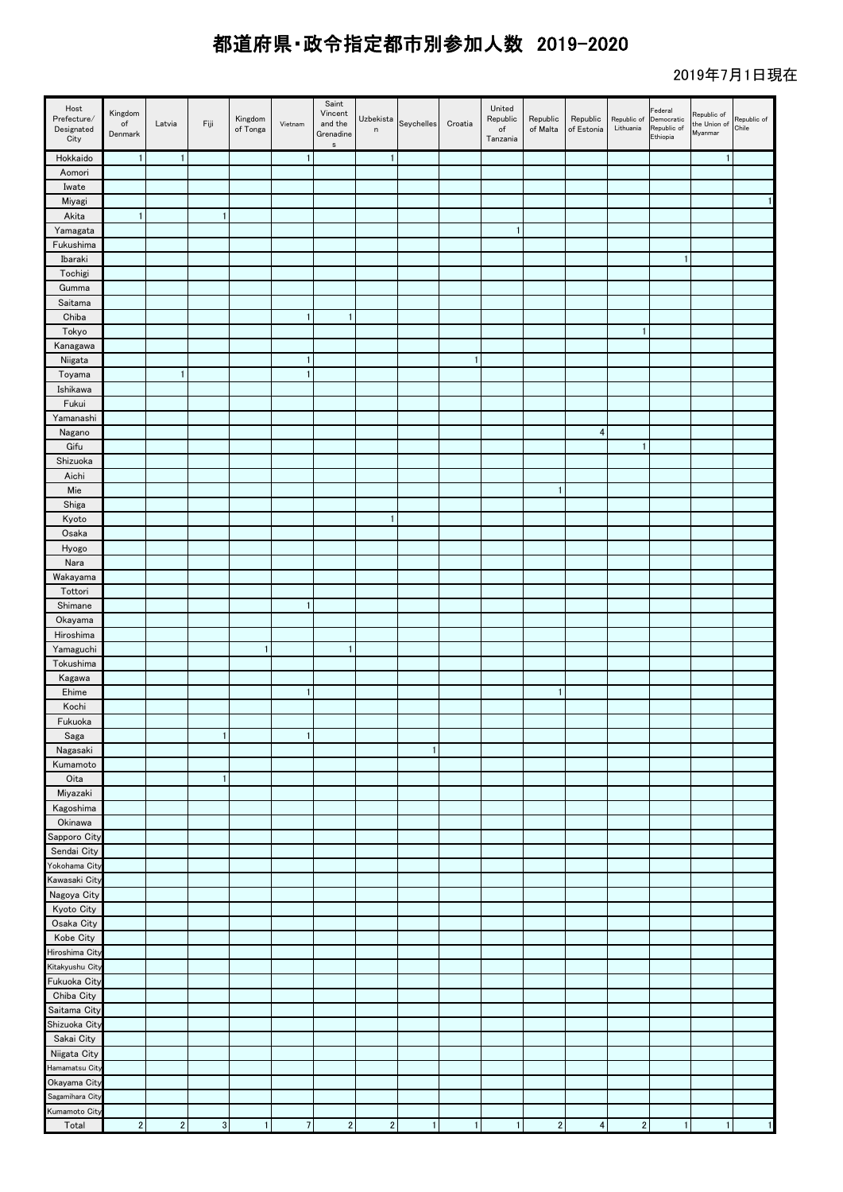# 都道府県・政令指定都市別参加人数 2019-2020

2019年7月1日現在

| Host Prefecture/ Designated City | Kingdom of Denmark | Latvia | Fiji | Kingdom of Tonga | Vietnam | Saint Vincent and the Grenadines | Uzbekistan | Seychelles | Croatia | United Republic of Tanzania | Republic of Malta | Republic of Estonia | Republic of Lithuania | Federal Democratic Republic of Ethiopia | Republic of the Union of Myanmar | Republic of Chile |
|---|---|---|---|---|---|---|---|---|---|---|---|---|---|---|---|---|
| Hokkaido | 1 | 1 | | | 1 | | 1 | | | | | | | | 1 | |
| Aomori | | | | | | | | | | | | | | | | |
| Iwate | | | | | | | | | | | | | | | | |
| Miyagi | | | | | | | | | | | | | | | | 1 |
| Akita | 1 | | 1 | | | | | | | | | | | | | |
| Yamagata | | | | | | | | | | 1 | | | | | | |
| Fukushima | | | | | | | | | | | | | | | | |
| Ibaraki | | | | | | | | | | | | | | 1 | | |
| Tochigi | | | | | | | | | | | | | | | | |
| Gumma | | | | | | | | | | | | | | | | |
| Saitama | | | | | | | | | | | | | | | | |
| Chiba | | | | | 1 | 1 | | | | | | | | | | |
| Tokyo | | | | | | | | | | | | | 1 | | | |
| Kanagawa | | | | | | | | | | | | | | | | |
| Niigata | | | | | 1 | | | | 1 | | | | | | | |
| Toyama | | 1 | | | 1 | | | | | | | | | | | |
| Ishikawa | | | | | | | | | | | | | | | | |
| Fukui | | | | | | | | | | | | | | | | |
| Yamanashi | | | | | | | | | | | | | | | | |
| Nagano | | | | | | | | | | | | 4 | | | | |
| Gifu | | | | | | | | | | | | | 1 | | | |
| Shizuoka | | | | | | | | | | | | | | | | |
| Aichi | | | | | | | | | | | | | | | | |
| Mie | | | | | | | | | | | 1 | | | | | |
| Shiga | | | | | | | | | | | | | | | | |
| Kyoto | | | | | | | 1 | | | | | | | | | |
| Osaka | | | | | | | | | | | | | | | | |
| Hyogo | | | | | | | | | | | | | | | | |
| Nara | | | | | | | | | | | | | | | | |
| Wakayama | | | | | | | | | | | | | | | | |
| Tottori | | | | | | | | | | | | | | | | |
| Shimane | | | | | 1 | | | | | | | | | | | |
| Okayama | | | | | | | | | | | | | | | | |
| Hiroshima | | | | | | | | | | | | | | | | |
| Yamaguchi | | | | 1 | | 1 | | | | | | | | | | |
| Tokushima | | | | | | | | | | | | | | | | |
| Kagawa | | | | | | | | | | | | | | | | |
| Ehime | | | | | 1 | | | | | | 1 | | | | | |
| Kochi | | | | | | | | | | | | | | | | |
| Fukuoka | | | | | | | | | | | | | | | | |
| Saga | | | 1 | | 1 | | | | | | | | | | | |
| Nagasaki | | | | | | | | 1 | | | | | | | | |
| Kumamoto | | | | | | | | | | | | | | | | |
| Oita | | | 1 | | | | | | | | | | | | | |
| Miyazaki | | | | | | | | | | | | | | | | |
| Kagoshima | | | | | | | | | | | | | | | | |
| Okinawa | | | | | | | | | | | | | | | | |
| Sapporo City | | | | | | | | | | | | | | | | |
| Sendai City | | | | | | | | | | | | | | | | |
| Yokohama City | | | | | | | | | | | | | | | | |
| Kawasaki City | | | | | | | | | | | | | | | | |
| Nagoya City | | | | | | | | | | | | | | | | |
| Kyoto City | | | | | | | | | | | | | | | | |
| Osaka City | | | | | | | | | | | | | | | | |
| Kobe City | | | | | | | | | | | | | | | | |
| Hiroshima City | | | | | | | | | | | | | | | | |
| Kitakyushu City | | | | | | | | | | | | | | | | |
| Fukuoka City | | | | | | | | | | | | | | | | |
| Chiba City | | | | | | | | | | | | | | | | |
| Saitama City | | | | | | | | | | | | | | | | |
| Shizuoka City | | | | | | | | | | | | | | | | |
| Sakai City | | | | | | | | | | | | | | | | |
| Niigata City | | | | | | | | | | | | | | | | |
| Hamamatsu City | | | | | | | | | | | | | | | | |
| Okayama City | | | | | | | | | | | | | | | | |
| Sagamihara City | | | | | | | | | | | | | | | | |
| Kumamoto City | | | | | | | | | | | | | | | | |
| Total | 2 | 2 | 3 | 1 | 7 | 2 | 2 | 1 | 1 | 1 | 2 | 4 | 2 | 1 | 1 | 1 |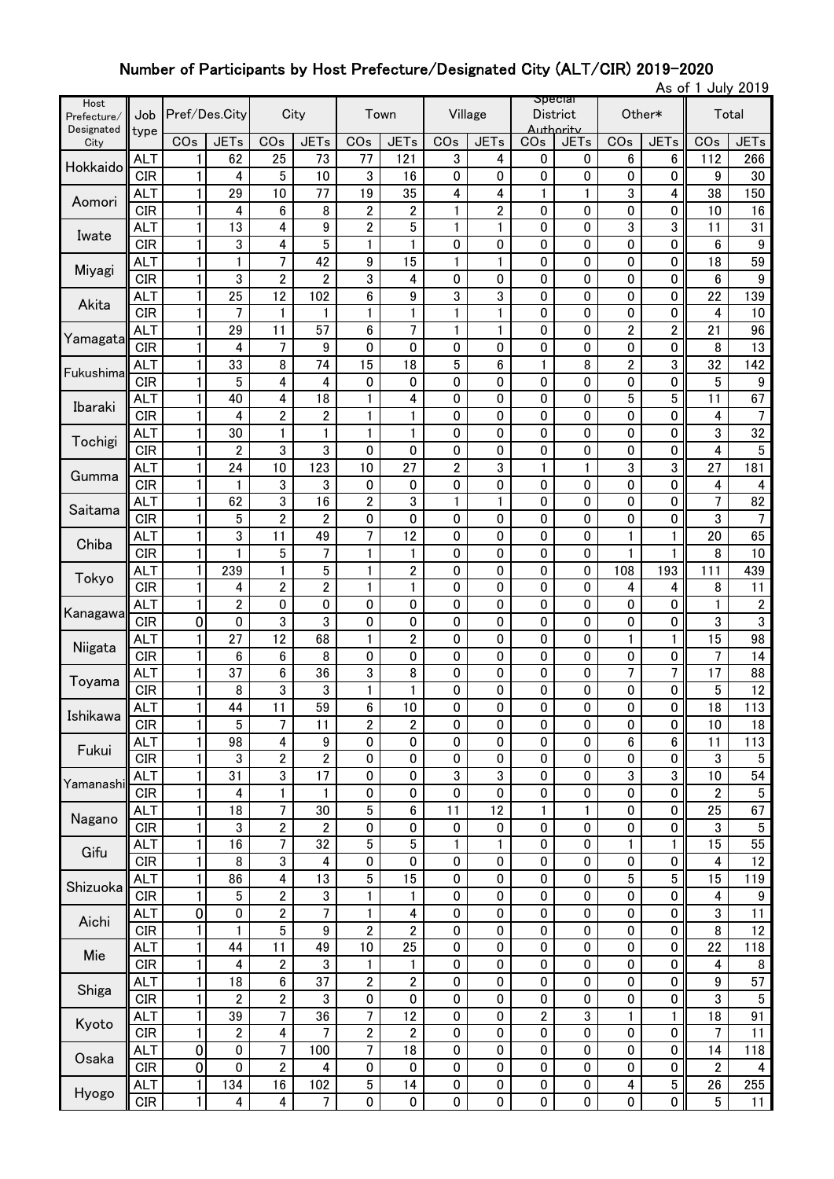## Number of Participants by Host Prefecture/Designated City (ALT/CIR) 2019-2020

As of 1 July 2019

| Host Prefecture/ Designated City | Job type | Pref/Des.City | | City | | Town | | Village | | Special District Authority | | Other* | | Total | |
|---|---|---|---|---|---|---|---|---|---|---|---|---|---|---|---|
| | | COs | JETs | COs | JETs | COs | JETs | COs | JETs | COs | JETs | COs | JETs | COs | JETs |
| Hokkaido | ALT | 1 | 62 | 25 | 73 | 77 | 121 | 3 | 4 | 0 | 0 | 6 | 6 | 112 | 266 |
| | CIR | 1 | 4 | 5 | 10 | 3 | 16 | 0 | 0 | 0 | 0 | 0 | 0 | 9 | 30 |
| Aomori | ALT | 1 | 29 | 10 | 77 | 19 | 35 | 4 | 4 | 1 | 1 | 3 | 4 | 38 | 150 |
| | CIR | 1 | 4 | 6 | 8 | 2 | 2 | 1 | 2 | 0 | 0 | 0 | 0 | 10 | 16 |
| Iwate | ALT | 1 | 13 | 4 | 9 | 2 | 5 | 1 | 1 | 0 | 0 | 3 | 3 | 11 | 31 |
| | CIR | 1 | 3 | 4 | 5 | 1 | 1 | 0 | 0 | 0 | 0 | 0 | 0 | 6 | 9 |
| Miyagi | ALT | 1 | 1 | 7 | 42 | 9 | 15 | 1 | 1 | 0 | 0 | 0 | 0 | 18 | 59 |
| | CIR | 1 | 3 | 2 | 2 | 3 | 4 | 0 | 0 | 0 | 0 | 0 | 0 | 6 | 9 |
| Akita | ALT | 1 | 25 | 12 | 102 | 6 | 9 | 3 | 3 | 0 | 0 | 0 | 0 | 22 | 139 |
| | CIR | 1 | 7 | 1 | 1 | 1 | 1 | 1 | 1 | 0 | 0 | 0 | 0 | 4 | 10 |
| Yamagata | ALT | 1 | 29 | 11 | 57 | 6 | 7 | 1 | 1 | 0 | 0 | 2 | 2 | 21 | 96 |
| | CIR | 1 | 4 | 7 | 9 | 0 | 0 | 0 | 0 | 0 | 0 | 0 | 0 | 8 | 13 |
| Fukushima | ALT | 1 | 33 | 8 | 74 | 15 | 18 | 5 | 6 | 1 | 8 | 2 | 3 | 32 | 142 |
| | CIR | 1 | 5 | 4 | 4 | 0 | 0 | 0 | 0 | 0 | 0 | 0 | 0 | 5 | 9 |
| Ibaraki | ALT | 1 | 40 | 4 | 18 | 1 | 4 | 0 | 0 | 0 | 0 | 5 | 5 | 11 | 67 |
| | CIR | 1 | 4 | 2 | 2 | 1 | 1 | 0 | 0 | 0 | 0 | 0 | 0 | 4 | 7 |
| Tochigi | ALT | 1 | 30 | 1 | 1 | 1 | 1 | 0 | 0 | 0 | 0 | 0 | 0 | 3 | 32 |
| | CIR | 1 | 2 | 3 | 3 | 0 | 0 | 0 | 0 | 0 | 0 | 0 | 0 | 4 | 5 |
| Gumma | ALT | 1 | 24 | 10 | 123 | 10 | 27 | 2 | 3 | 1 | 1 | 3 | 3 | 27 | 181 |
| | CIR | 1 | 1 | 3 | 3 | 0 | 0 | 0 | 0 | 0 | 0 | 0 | 0 | 4 | 4 |
| Saitama | ALT | 1 | 62 | 3 | 16 | 2 | 3 | 1 | 1 | 0 | 0 | 0 | 0 | 7 | 82 |
| | CIR | 1 | 5 | 2 | 2 | 0 | 0 | 0 | 0 | 0 | 0 | 0 | 0 | 3 | 7 |
| Chiba | ALT | 1 | 3 | 11 | 49 | 7 | 12 | 0 | 0 | 0 | 0 | 1 | 1 | 20 | 65 |
| | CIR | 1 | 1 | 5 | 7 | 1 | 1 | 0 | 0 | 0 | 0 | 1 | 1 | 8 | 10 |
| Tokyo | ALT | 1 | 239 | 1 | 5 | 1 | 2 | 0 | 0 | 0 | 0 | 108 | 193 | 111 | 439 |
| | CIR | 1 | 4 | 2 | 2 | 1 | 1 | 0 | 0 | 0 | 0 | 4 | 4 | 8 | 11 |
| Kanagawa | ALT | 1 | 2 | 0 | 0 | 0 | 0 | 0 | 0 | 0 | 0 | 0 | 0 | 1 | 2 |
| | CIR | 0 | 0 | 3 | 3 | 0 | 0 | 0 | 0 | 0 | 0 | 0 | 0 | 3 | 3 |
| Niigata | ALT | 1 | 27 | 12 | 68 | 1 | 2 | 0 | 0 | 0 | 0 | 1 | 1 | 15 | 98 |
| | CIR | 1 | 6 | 6 | 8 | 0 | 0 | 0 | 0 | 0 | 0 | 0 | 0 | 7 | 14 |
| Toyama | ALT | 1 | 37 | 6 | 36 | 3 | 8 | 0 | 0 | 0 | 0 | 7 | 7 | 17 | 88 |
| | CIR | 1 | 8 | 3 | 3 | 1 | 1 | 0 | 0 | 0 | 0 | 0 | 0 | 5 | 12 |
| Ishikawa | ALT | 1 | 44 | 11 | 59 | 6 | 10 | 0 | 0 | 0 | 0 | 0 | 0 | 18 | 113 |
| | CIR | 1 | 5 | 7 | 11 | 2 | 2 | 0 | 0 | 0 | 0 | 0 | 0 | 10 | 18 |
| Fukui | ALT | 1 | 98 | 4 | 9 | 0 | 0 | 0 | 0 | 0 | 0 | 6 | 6 | 11 | 113 |
| | CIR | 1 | 3 | 2 | 2 | 0 | 0 | 0 | 0 | 0 | 0 | 0 | 0 | 3 | 5 |
| Yamanashi | ALT | 1 | 31 | 3 | 17 | 0 | 0 | 3 | 3 | 0 | 0 | 3 | 3 | 10 | 54 |
| | CIR | 1 | 4 | 1 | 1 | 0 | 0 | 0 | 0 | 0 | 0 | 0 | 0 | 2 | 5 |
| Nagano | ALT | 1 | 18 | 7 | 30 | 5 | 6 | 11 | 12 | 1 | 1 | 0 | 0 | 25 | 67 |
| | CIR | 1 | 3 | 2 | 2 | 0 | 0 | 0 | 0 | 0 | 0 | 0 | 0 | 3 | 5 |
| Gifu | ALT | 1 | 16 | 7 | 32 | 5 | 5 | 1 | 1 | 0 | 0 | 1 | 1 | 15 | 55 |
| | CIR | 1 | 8 | 3 | 4 | 0 | 0 | 0 | 0 | 0 | 0 | 0 | 0 | 4 | 12 |
| Shizuoka | ALT | 1 | 86 | 4 | 13 | 5 | 15 | 0 | 0 | 0 | 0 | 5 | 5 | 15 | 119 |
| | CIR | 1 | 5 | 2 | 3 | 1 | 1 | 0 | 0 | 0 | 0 | 0 | 0 | 4 | 9 |
| Aichi | ALT | 0 | 0 | 2 | 7 | 1 | 4 | 0 | 0 | 0 | 0 | 0 | 0 | 3 | 11 |
| | CIR | 1 | 1 | 5 | 9 | 2 | 2 | 0 | 0 | 0 | 0 | 0 | 0 | 8 | 12 |
| Mie | ALT | 1 | 44 | 11 | 49 | 10 | 25 | 0 | 0 | 0 | 0 | 0 | 0 | 22 | 118 |
| | CIR | 1 | 4 | 2 | 3 | 1 | 1 | 0 | 0 | 0 | 0 | 0 | 0 | 4 | 8 |
| Shiga | ALT | 1 | 18 | 6 | 37 | 2 | 2 | 0 | 0 | 0 | 0 | 0 | 0 | 9 | 57 |
| | CIR | 1 | 2 | 2 | 3 | 0 | 0 | 0 | 0 | 0 | 0 | 0 | 0 | 3 | 5 |
| Kyoto | ALT | 1 | 39 | 7 | 36 | 7 | 12 | 0 | 0 | 2 | 3 | 1 | 1 | 18 | 91 |
| | CIR | 1 | 2 | 4 | 7 | 2 | 2 | 0 | 0 | 0 | 0 | 0 | 0 | 7 | 11 |
| Osaka | ALT | 0 | 0 | 7 | 100 | 7 | 18 | 0 | 0 | 0 | 0 | 0 | 0 | 14 | 118 |
| | CIR | 0 | 0 | 2 | 4 | 0 | 0 | 0 | 0 | 0 | 0 | 0 | 0 | 2 | 4 |
| Hyogo | ALT | 1 | 134 | 16 | 102 | 5 | 14 | 0 | 0 | 0 | 0 | 4 | 5 | 26 | 255 |
| | CIR | 1 | 4 | 4 | 7 | 0 | 0 | 0 | 0 | 0 | 0 | 0 | 0 | 5 | 11 |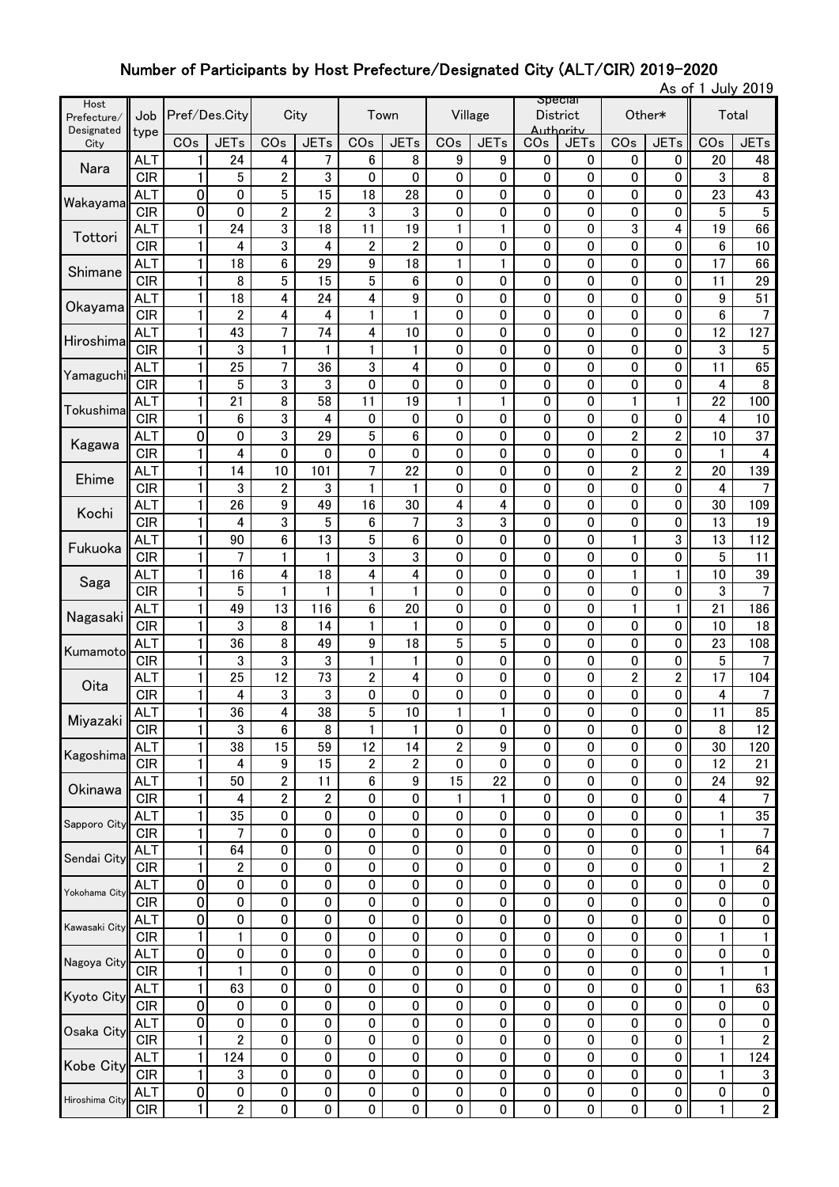# Number of Participants by Host Prefecture/Designated City (ALT/CIR) 2019-2020

As of 1 July 2019

| Host Prefecture/ Designated City | Job type | Pref/Des.City | | City | | Town | | Village | | Special District Authority | | Other* | | Total | |
|---|---|---|---|---|---|---|---|---|---|---|---|---|---|---|---|
| | | COs | JETs | COs | JETs | COs | JETs | COs | JETs | COs | JETs | COs | JETs | COs | JETs |
| Nara | ALT | 1 | 24 | 4 | 7 | 6 | 8 | 9 | 9 | 0 | 0 | 0 | 0 | 20 | 48 |
| | CIR | 1 | 5 | 2 | 3 | 0 | 0 | 0 | 0 | 0 | 0 | 0 | 0 | 3 | 8 |
| Wakayama | ALT | 0 | 0 | 5 | 15 | 18 | 28 | 0 | 0 | 0 | 0 | 0 | 0 | 23 | 43 |
| | CIR | 0 | 0 | 2 | 2 | 3 | 3 | 0 | 0 | 0 | 0 | 0 | 0 | 5 | 5 |
| Tottori | ALT | 1 | 24 | 3 | 18 | 11 | 19 | 1 | 1 | 0 | 0 | 3 | 4 | 19 | 66 |
| | CIR | 1 | 4 | 3 | 4 | 2 | 2 | 0 | 0 | 0 | 0 | 0 | 0 | 6 | 10 |
| Shimane | ALT | 1 | 18 | 6 | 29 | 9 | 18 | 1 | 1 | 0 | 0 | 0 | 0 | 17 | 66 |
| | CIR | 1 | 8 | 5 | 15 | 5 | 6 | 0 | 0 | 0 | 0 | 0 | 0 | 11 | 29 |
| Okayama | ALT | 1 | 18 | 4 | 24 | 4 | 9 | 0 | 0 | 0 | 0 | 0 | 0 | 9 | 51 |
| | CIR | 1 | 2 | 4 | 4 | 1 | 1 | 0 | 0 | 0 | 0 | 0 | 0 | 6 | 7 |
| Hiroshima | ALT | 1 | 43 | 7 | 74 | 4 | 10 | 0 | 0 | 0 | 0 | 0 | 0 | 12 | 127 |
| | CIR | 1 | 3 | 1 | 1 | 1 | 1 | 0 | 0 | 0 | 0 | 0 | 0 | 3 | 5 |
| Yamaguchi | ALT | 1 | 25 | 7 | 36 | 3 | 4 | 0 | 0 | 0 | 0 | 0 | 0 | 11 | 65 |
| | CIR | 1 | 5 | 3 | 3 | 0 | 0 | 0 | 0 | 0 | 0 | 0 | 0 | 4 | 8 |
| Tokushima | ALT | 1 | 21 | 8 | 58 | 11 | 19 | 1 | 1 | 0 | 0 | 1 | 1 | 22 | 100 |
| | CIR | 1 | 6 | 3 | 4 | 0 | 0 | 0 | 0 | 0 | 0 | 0 | 0 | 4 | 10 |
| Kagawa | ALT | 0 | 0 | 3 | 29 | 5 | 6 | 0 | 0 | 0 | 0 | 2 | 2 | 10 | 37 |
| | CIR | 1 | 4 | 0 | 0 | 0 | 0 | 0 | 0 | 0 | 0 | 0 | 0 | 1 | 4 |
| Ehime | ALT | 1 | 14 | 10 | 101 | 7 | 22 | 0 | 0 | 0 | 0 | 2 | 2 | 20 | 139 |
| | CIR | 1 | 3 | 2 | 3 | 1 | 1 | 0 | 0 | 0 | 0 | 0 | 0 | 4 | 7 |
| Kochi | ALT | 1 | 26 | 9 | 49 | 16 | 30 | 4 | 4 | 0 | 0 | 0 | 0 | 30 | 109 |
| | CIR | 1 | 4 | 3 | 5 | 6 | 7 | 3 | 3 | 0 | 0 | 0 | 0 | 13 | 19 |
| Fukuoka | ALT | 1 | 90 | 6 | 13 | 5 | 6 | 0 | 0 | 0 | 0 | 1 | 3 | 13 | 112 |
| | CIR | 1 | 7 | 1 | 1 | 3 | 3 | 0 | 0 | 0 | 0 | 0 | 0 | 5 | 11 |
| Saga | ALT | 1 | 16 | 4 | 18 | 4 | 4 | 0 | 0 | 0 | 0 | 1 | 1 | 10 | 39 |
| | CIR | 1 | 5 | 1 | 1 | 1 | 1 | 0 | 0 | 0 | 0 | 0 | 0 | 3 | 7 |
| Nagasaki | ALT | 1 | 49 | 13 | 116 | 6 | 20 | 0 | 0 | 0 | 0 | 1 | 1 | 21 | 186 |
| | CIR | 1 | 3 | 8 | 14 | 1 | 1 | 0 | 0 | 0 | 0 | 0 | 0 | 10 | 18 |
| Kumamoto | ALT | 1 | 36 | 8 | 49 | 9 | 18 | 5 | 5 | 0 | 0 | 0 | 0 | 23 | 108 |
| | CIR | 1 | 3 | 3 | 3 | 1 | 1 | 0 | 0 | 0 | 0 | 0 | 0 | 5 | 7 |
| Oita | ALT | 1 | 25 | 12 | 73 | 2 | 4 | 0 | 0 | 0 | 0 | 2 | 2 | 17 | 104 |
| | CIR | 1 | 4 | 3 | 3 | 0 | 0 | 0 | 0 | 0 | 0 | 0 | 0 | 4 | 7 |
| Miyazaki | ALT | 1 | 36 | 4 | 38 | 5 | 10 | 1 | 1 | 0 | 0 | 0 | 0 | 11 | 85 |
| | CIR | 1 | 3 | 6 | 8 | 1 | 1 | 0 | 0 | 0 | 0 | 0 | 0 | 8 | 12 |
| Kagoshima | ALT | 1 | 38 | 15 | 59 | 12 | 14 | 2 | 9 | 0 | 0 | 0 | 0 | 30 | 120 |
| | CIR | 1 | 4 | 9 | 15 | 2 | 2 | 0 | 0 | 0 | 0 | 0 | 0 | 12 | 21 |
| Okinawa | ALT | 1 | 50 | 2 | 11 | 6 | 9 | 15 | 22 | 0 | 0 | 0 | 0 | 24 | 92 |
| | CIR | 1 | 4 | 2 | 2 | 0 | 0 | 1 | 1 | 0 | 0 | 0 | 0 | 4 | 7 |
| Sapporo City | ALT | 1 | 35 | 0 | 0 | 0 | 0 | 0 | 0 | 0 | 0 | 0 | 0 | 1 | 35 |
| | CIR | 1 | 7 | 0 | 0 | 0 | 0 | 0 | 0 | 0 | 0 | 0 | 0 | 1 | 7 |
| Sendai City | ALT | 1 | 64 | 0 | 0 | 0 | 0 | 0 | 0 | 0 | 0 | 0 | 0 | 1 | 64 |
| | CIR | 1 | 2 | 0 | 0 | 0 | 0 | 0 | 0 | 0 | 0 | 0 | 0 | 1 | 2 |
| Yokohama City | ALT | 0 | 0 | 0 | 0 | 0 | 0 | 0 | 0 | 0 | 0 | 0 | 0 | 0 | 0 |
| | CIR | 0 | 0 | 0 | 0 | 0 | 0 | 0 | 0 | 0 | 0 | 0 | 0 | 0 | 0 |
| Kawasaki City | ALT | 0 | 0 | 0 | 0 | 0 | 0 | 0 | 0 | 0 | 0 | 0 | 0 | 0 | 0 |
| | CIR | 1 | 1 | 0 | 0 | 0 | 0 | 0 | 0 | 0 | 0 | 0 | 0 | 1 | 1 |
| Nagoya City | ALT | 0 | 0 | 0 | 0 | 0 | 0 | 0 | 0 | 0 | 0 | 0 | 0 | 0 | 0 |
| | CIR | 1 | 1 | 0 | 0 | 0 | 0 | 0 | 0 | 0 | 0 | 0 | 0 | 1 | 1 |
| Kyoto City | ALT | 1 | 63 | 0 | 0 | 0 | 0 | 0 | 0 | 0 | 0 | 0 | 0 | 1 | 63 |
| | CIR | 0 | 0 | 0 | 0 | 0 | 0 | 0 | 0 | 0 | 0 | 0 | 0 | 0 | 0 |
| Osaka City | ALT | 0 | 0 | 0 | 0 | 0 | 0 | 0 | 0 | 0 | 0 | 0 | 0 | 0 | 0 |
| | CIR | 1 | 2 | 0 | 0 | 0 | 0 | 0 | 0 | 0 | 0 | 0 | 0 | 1 | 2 |
| Kobe City | ALT | 1 | 124 | 0 | 0 | 0 | 0 | 0 | 0 | 0 | 0 | 0 | 0 | 1 | 124 |
| | CIR | 1 | 3 | 0 | 0 | 0 | 0 | 0 | 0 | 0 | 0 | 0 | 0 | 1 | 3 |
| Hiroshima City | ALT | 0 | 0 | 0 | 0 | 0 | 0 | 0 | 0 | 0 | 0 | 0 | 0 | 0 | 0 |
| | CIR | 1 | 2 | 0 | 0 | 0 | 0 | 0 | 0 | 0 | 0 | 0 | 0 | 1 | 2 |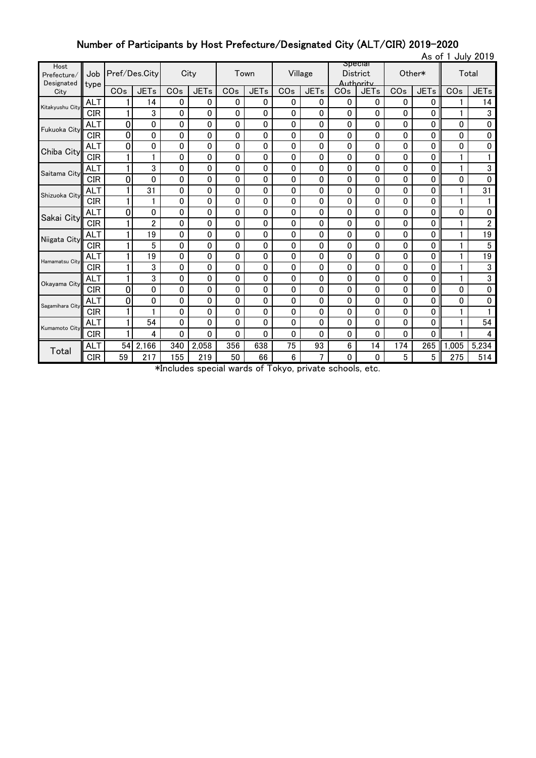## Number of Participants by Host Prefecture/Designated City (ALT/CIR) 2019-2020

As of 1 July 2019

| Host Prefecture/ Designated City | Job type | Pref/Des.City | | City | | Town | | Village | | Special District Authority | | Other* | | Total | |
|---|---|---|---|---|---|---|---|---|---|---|---|---|---|---|---|
| | | COs | JETs | COs | JETs | COs | JETs | COs | JETs | COs | JETs | COs | JETs | COs | JETs |
| Kitakyushu City | ALT | 1 | 14 | 0 | 0 | 0 | 0 | 0 | 0 | 0 | 0 | 0 | 0 | 1 | 14 |
| | CIR | 1 | 3 | 0 | 0 | 0 | 0 | 0 | 0 | 0 | 0 | 0 | 0 | 1 | 3 |
| Fukuoka City | ALT | 0 | 0 | 0 | 0 | 0 | 0 | 0 | 0 | 0 | 0 | 0 | 0 | 0 | 0 |
| | CIR | 0 | 0 | 0 | 0 | 0 | 0 | 0 | 0 | 0 | 0 | 0 | 0 | 0 | 0 |
| Chiba City | ALT | 0 | 0 | 0 | 0 | 0 | 0 | 0 | 0 | 0 | 0 | 0 | 0 | 0 | 0 |
| | CIR | 1 | 1 | 0 | 0 | 0 | 0 | 0 | 0 | 0 | 0 | 0 | 0 | 1 | 1 |
| Saitama City | ALT | 1 | 3 | 0 | 0 | 0 | 0 | 0 | 0 | 0 | 0 | 0 | 0 | 1 | 3 |
| | CIR | 0 | 0 | 0 | 0 | 0 | 0 | 0 | 0 | 0 | 0 | 0 | 0 | 0 | 0 |
| Shizuoka City | ALT | 1 | 31 | 0 | 0 | 0 | 0 | 0 | 0 | 0 | 0 | 0 | 0 | 1 | 31 |
| | CIR | 1 | 1 | 0 | 0 | 0 | 0 | 0 | 0 | 0 | 0 | 0 | 0 | 1 | 1 |
| Sakai City | ALT | 0 | 0 | 0 | 0 | 0 | 0 | 0 | 0 | 0 | 0 | 0 | 0 | 0 | 0 |
| | CIR | 1 | 2 | 0 | 0 | 0 | 0 | 0 | 0 | 0 | 0 | 0 | 0 | 1 | 2 |
| Niigata City | ALT | 1 | 19 | 0 | 0 | 0 | 0 | 0 | 0 | 0 | 0 | 0 | 0 | 1 | 19 |
| | CIR | 1 | 5 | 0 | 0 | 0 | 0 | 0 | 0 | 0 | 0 | 0 | 0 | 1 | 5 |
| Hamamatsu City | ALT | 1 | 19 | 0 | 0 | 0 | 0 | 0 | 0 | 0 | 0 | 0 | 0 | 1 | 19 |
| | CIR | 1 | 3 | 0 | 0 | 0 | 0 | 0 | 0 | 0 | 0 | 0 | 0 | 1 | 3 |
| Okayama City | ALT | 1 | 3 | 0 | 0 | 0 | 0 | 0 | 0 | 0 | 0 | 0 | 0 | 1 | 3 |
| | CIR | 0 | 0 | 0 | 0 | 0 | 0 | 0 | 0 | 0 | 0 | 0 | 0 | 0 | 0 |
| Sagamihara City | ALT | 0 | 0 | 0 | 0 | 0 | 0 | 0 | 0 | 0 | 0 | 0 | 0 | 0 | 0 |
| | CIR | 1 | 1 | 0 | 0 | 0 | 0 | 0 | 0 | 0 | 0 | 0 | 0 | 1 | 1 |
| Kumamoto City | ALT | 1 | 54 | 0 | 0 | 0 | 0 | 0 | 0 | 0 | 0 | 0 | 0 | 1 | 54 |
| | CIR | 1 | 4 | 0 | 0 | 0 | 0 | 0 | 0 | 0 | 0 | 0 | 0 | 1 | 4 |
| Total | ALT | 54 | 2,166 | 340 | 2,058 | 356 | 638 | 75 | 93 | 6 | 14 | 174 | 265 | 1,005 | 5,234 |
| | CIR | 59 | 217 | 155 | 219 | 50 | 66 | 6 | 7 | 0 | 0 | 5 | 5 | 275 | 514 |

*Includes special wards of Tokyo, private schools, etc.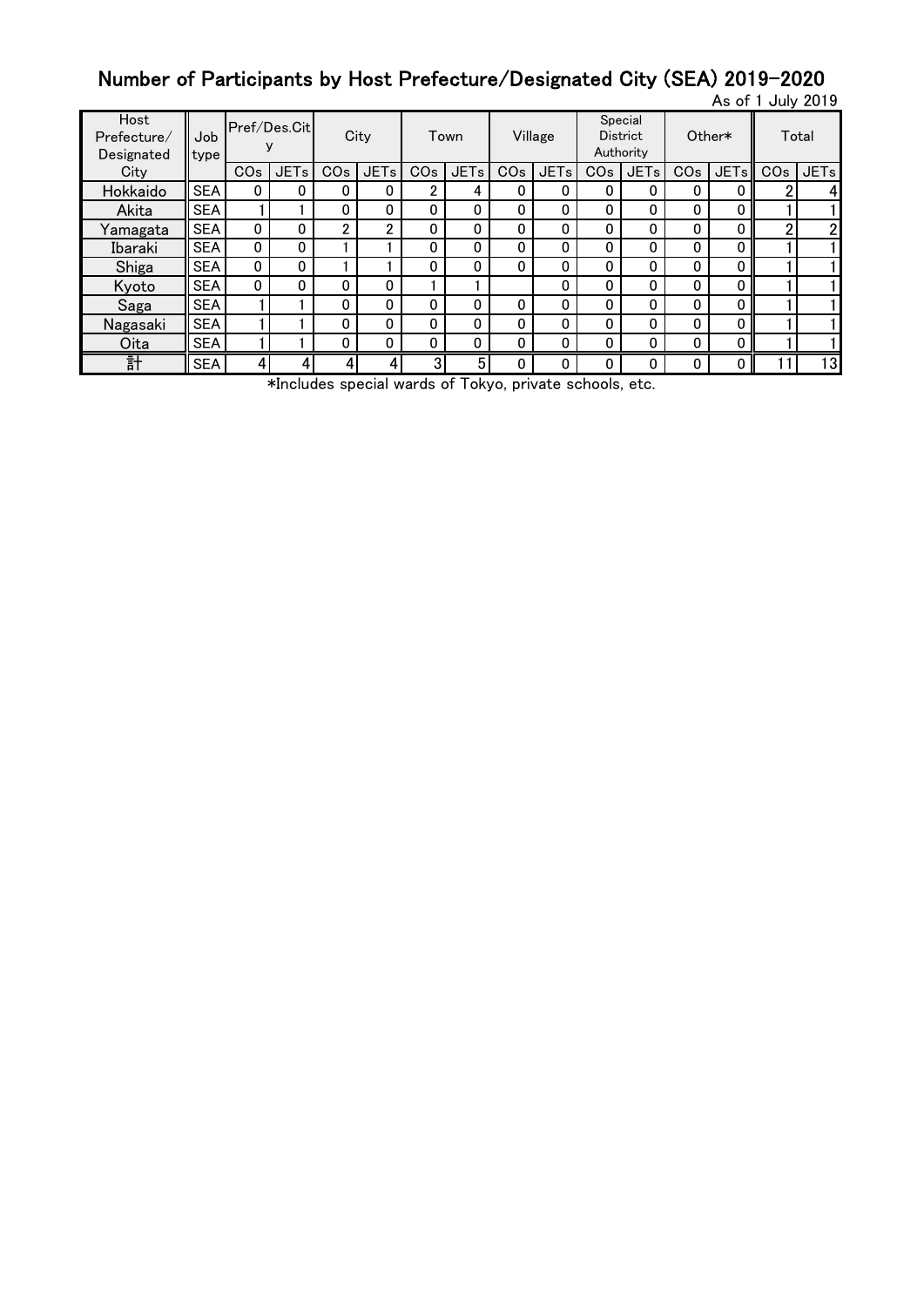# Number of Participants by Host Prefecture/Designated City (SEA) 2019-2020

As of 1 July 2019

| Host Prefecture/ Designated City | Job type | Pref/Des.City | | City | | Town | | Village | | Special District Authority | | Other* | | Total | |
|---|---|---|---|---|---|---|---|---|---|---|---|---|---|---|---|
| | | COs | JETs | COs | JETs | COs | JETs | COs | JETs | COs | JETs | COs | JETs | COs | JETs |
| Hokkaido | SEA | 0 | 0 | 0 | 0 | 2 | 4 | 0 | 0 | 0 | 0 | 0 | 0 | 2 | 4 |
| Akita | SEA | 1 | 1 | 0 | 0 | 0 | 0 | 0 | 0 | 0 | 0 | 0 | 0 | 1 | 1 |
| Yamagata | SEA | 0 | 0 | 2 | 2 | 0 | 0 | 0 | 0 | 0 | 0 | 0 | 0 | 2 | 2 |
| Ibaraki | SEA | 0 | 0 | 1 | 1 | 0 | 0 | 0 | 0 | 0 | 0 | 0 | 0 | 1 | 1 |
| Shiga | SEA | 0 | 0 | 1 | 1 | 0 | 0 | 0 | 0 | 0 | 0 | 0 | 0 | 1 | 1 |
| Kyoto | SEA | 0 | 0 | 0 | 0 | 1 | 1 | | 0 | 0 | 0 | 0 | 0 | 1 | 1 |
| Saga | SEA | 1 | 1 | 0 | 0 | 0 | 0 | 0 | 0 | 0 | 0 | 0 | 0 | 1 | 1 |
| Nagasaki | SEA | 1 | 1 | 0 | 0 | 0 | 0 | 0 | 0 | 0 | 0 | 0 | 0 | 1 | 1 |
| Oita | SEA | 1 | 1 | 0 | 0 | 0 | 0 | 0 | 0 | 0 | 0 | 0 | 0 | 1 | 1 |
| 計 | SEA | 4 | 4 | 4 | 4 | 3 | 5 | 0 | 0 | 0 | 0 | 0 | 0 | 11 | 13 |

*Includes special wards of Tokyo, private schools, etc.